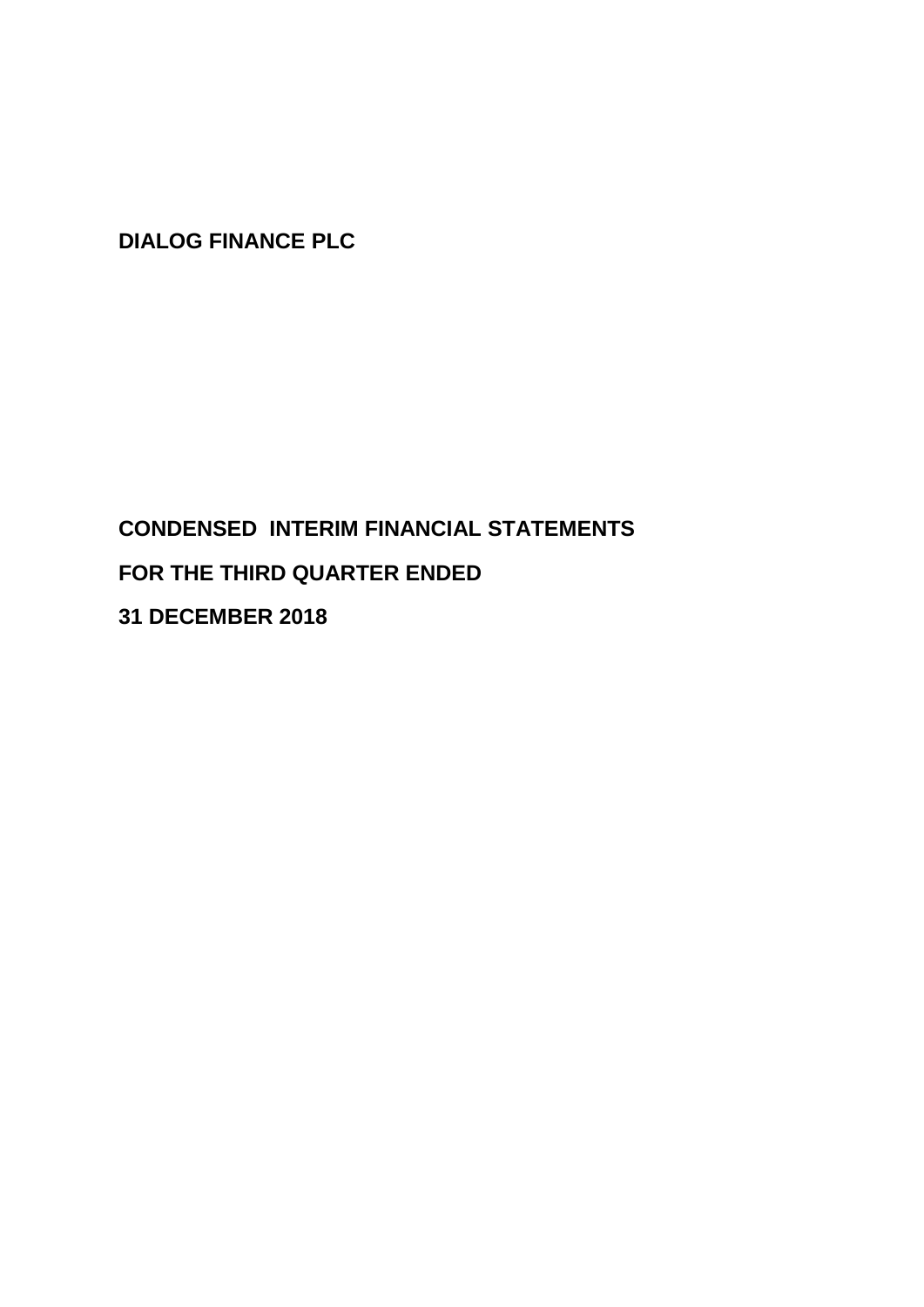# DIALOG FINANCE PLC

## CONDENSED INTERIM FINANCIAL STATEMENTS

## FOR THE THIRD QUARTER ENDED

## 31 DECEMBER 2018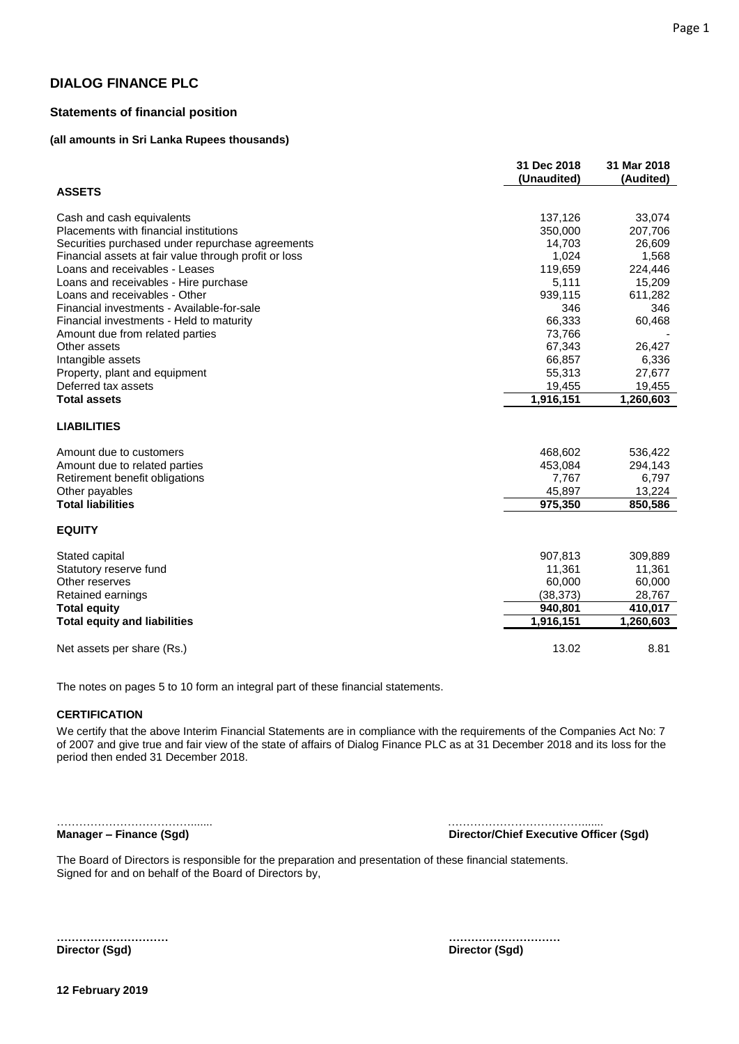# DIALOG FINANCE PLC

## Statements of financial position

**(all amounts in Sri Lanka Rupees thousands)**

| | 31 Dec 2018 (Unaudited) | 31 Mar 2018 (Audited) |
|---|---|---|
| **ASSETS** | | |
| Cash and cash equivalents | 137,126 | 33,074 |
| Placements with financial institutions | 350,000 | 207,706 |
| Securities purchased under repurchase agreements | 14,703 | 26,609 |
| Financial assets at fair value through profit or loss | 1,024 | 1,568 |
| Loans and receivables - Leases | 119,659 | 224,446 |
| Loans and receivables - Hire purchase | 5,111 | 15,209 |
| Loans and receivables - Other | 939,115 | 611,282 |
| Financial investments - Available-for-sale | 346 | 346 |
| Financial investments - Held to maturity | 66,333 | 60,468 |
| Amount due from related parties | 73,766 | - |
| Other assets | 67,343 | 26,427 |
| Intangible assets | 66,857 | 6,336 |
| Property, plant and equipment | 55,313 | 27,677 |
| Deferred tax assets | 19,455 | 19,455 |
| **Total assets** | **1,916,151** | **1,260,603** |
| **LIABILITIES** | | |
| Amount due to customers | 468,602 | 536,422 |
| Amount due to related parties | 453,084 | 294,143 |
| Retirement benefit obligations | 7,767 | 6,797 |
| Other payables | 45,897 | 13,224 |
| **Total liabilities** | **975,350** | **850,586** |
| **EQUITY** | | |
| Stated capital | 907,813 | 309,889 |
| Statutory reserve fund | 11,361 | 11,361 |
| Other reserves | 60,000 | 60,000 |
| Retained earnings | (38,373) | 28,767 |
| **Total equity** | **940,801** | **410,017** |
| **Total equity and liabilities** | **1,916,151** | **1,260,603** |
| Net assets per share (Rs.) | 13.02 | 8.81 |

The notes on pages 5 to 10 form an integral part of these financial statements.

**CERTIFICATION**

We certify that the above Interim Financial Statements are in compliance with the requirements of the Companies Act No: 7 of 2007 and give true and fair view of the state of affairs of Dialog Finance PLC as at 31 December 2018 and its loss for the period then ended 31 December 2018.

…………………………………......
**Manager – Finance (Sgd)**

…………………………………......
**Director/Chief Executive Officer (Sgd)**

The Board of Directors is responsible for the preparation and presentation of these financial statements.
Signed for and on behalf of the Board of Directors by,

**…………………………**
**Director (Sgd)**

**…………………………**
**Director (Sgd)**

**12 February 2019**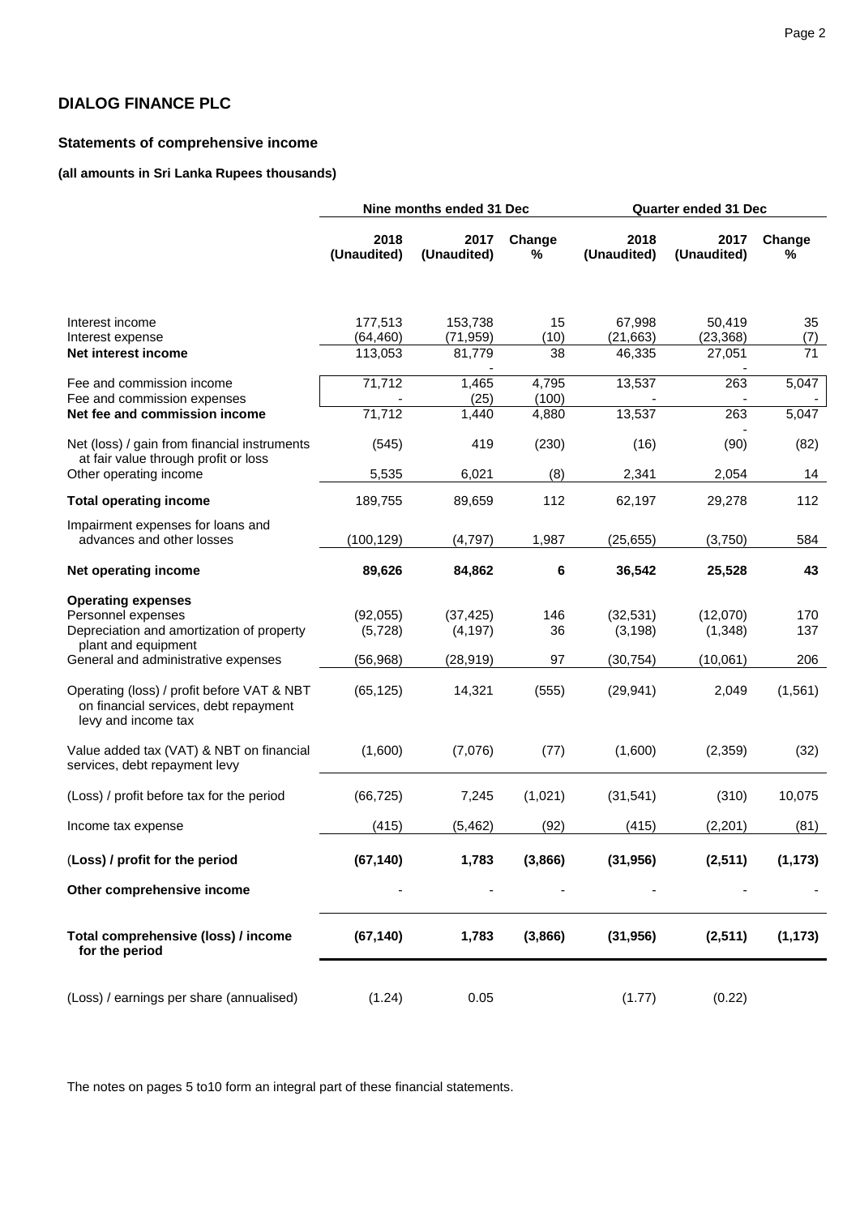## DIALOG FINANCE PLC

### Statements of comprehensive income

**(all amounts in Sri Lanka Rupees thousands)**

| | Nine months ended 31 Dec | | | Quarter ended 31 Dec | | |
|---|---|---|---|---|---|---|
| | **2018 (Unaudited)** | **2017 (Unaudited)** | **Change %** | **2018 (Unaudited)** | **2017 (Unaudited)** | **Change %** |
| Interest income | 177,513 | 153,738 | 15 | 67,998 | 50,419 | 35 |
| Interest expense | (64,460) | (71,959) | (10) | (21,663) | (23,368) | (7) |
| **Net interest income** | 113,053 | 81,779 | 38 | 46,335 | 27,051 | 71 |
| Fee and commission income | 71,712 | 1,465 | 4,795 | 13,537 | 263 | 5,047 |
| Fee and commission expenses | - | (25) | (100) | - | - | - |
| **Net fee and commission income** | 71,712 | 1,440 | 4,880 | 13,537 | 263 | 5,047 |
| Net (loss) / gain from financial instruments at fair value through profit or loss | (545) | 419 | (230) | (16) | (90) | (82) |
| Other operating income | 5,535 | 6,021 | (8) | 2,341 | 2,054 | 14 |
| **Total operating income** | 189,755 | 89,659 | 112 | 62,197 | 29,278 | 112 |
| Impairment expenses for loans and advances and other losses | (100,129) | (4,797) | 1,987 | (25,655) | (3,750) | 584 |
| **Net operating income** | **89,626** | **84,862** | **6** | **36,542** | **25,528** | **43** |
| **Operating expenses** | | | | | | |
| Personnel expenses | (92,055) | (37,425) | 146 | (32,531) | (12,070) | 170 |
| Depreciation and amortization of property plant and equipment | (5,728) | (4,197) | 36 | (3,198) | (1,348) | 137 |
| General and administrative expenses | (56,968) | (28,919) | 97 | (30,754) | (10,061) | 206 |
| Operating (loss) / profit before VAT & NBT on financial services, debt repayment levy and income tax | (65,125) | 14,321 | (555) | (29,941) | 2,049 | (1,561) |
| Value added tax (VAT) & NBT on financial services, debt repayment levy | (1,600) | (7,076) | (77) | (1,600) | (2,359) | (32) |
| (Loss) / profit before tax for the period | (66,725) | 7,245 | (1,021) | (31,541) | (310) | 10,075 |
| Income tax expense | (415) | (5,462) | (92) | (415) | (2,201) | (81) |
| **(Loss) / profit for the period** | **(67,140)** | **1,783** | **(3,866)** | **(31,956)** | **(2,511)** | **(1,173)** |
| **Other comprehensive income** | - | - | - | - | - | - |
| **Total comprehensive (loss) / income for the period** | **(67,140)** | **1,783** | **(3,866)** | **(31,956)** | **(2,511)** | **(1,173)** |
| (Loss) / earnings per share (annualised) | (1.24) | 0.05 | | (1.77) | (0.22) | |

The notes on pages 5 to10 form an integral part of these financial statements.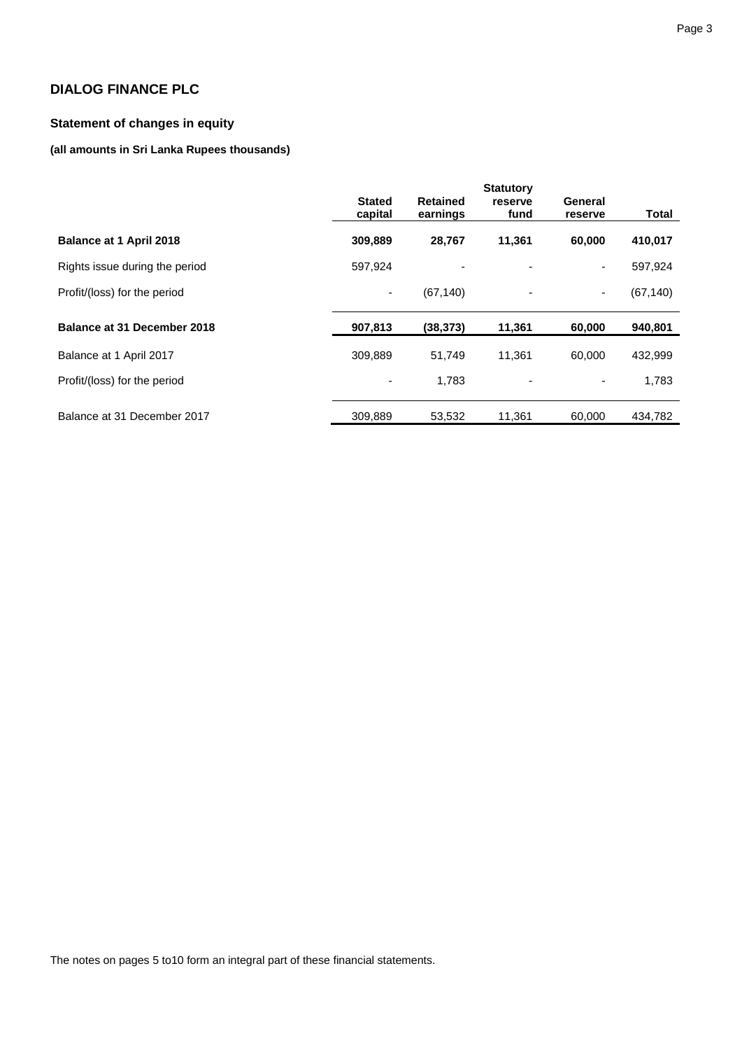# DIALOG FINANCE PLC

## Statement of changes in equity

**(all amounts in Sri Lanka Rupees thousands)**

| | Stated capital | Retained earnings | Statutory reserve fund | General reserve | Total |
|---|---|---|---|---|---|
| **Balance at 1 April 2018** | **309,889** | **28,767** | **11,361** | **60,000** | **410,017** |
| Rights issue during the period | 597,924 | - | - | - | 597,924 |
| Profit/(loss) for the period | - | (67,140) | - | - | (67,140) |
| **Balance at 31 December 2018** | **907,813** | **(38,373)** | **11,361** | **60,000** | **940,801** |
| Balance at 1 April 2017 | 309,889 | 51,749 | 11,361 | 60,000 | 432,999 |
| Profit/(loss) for the period | - | 1,783 | - | - | 1,783 |
| Balance at 31 December 2017 | 309,889 | 53,532 | 11,361 | 60,000 | 434,782 |

The notes on pages 5 to10 form an integral part of these financial statements.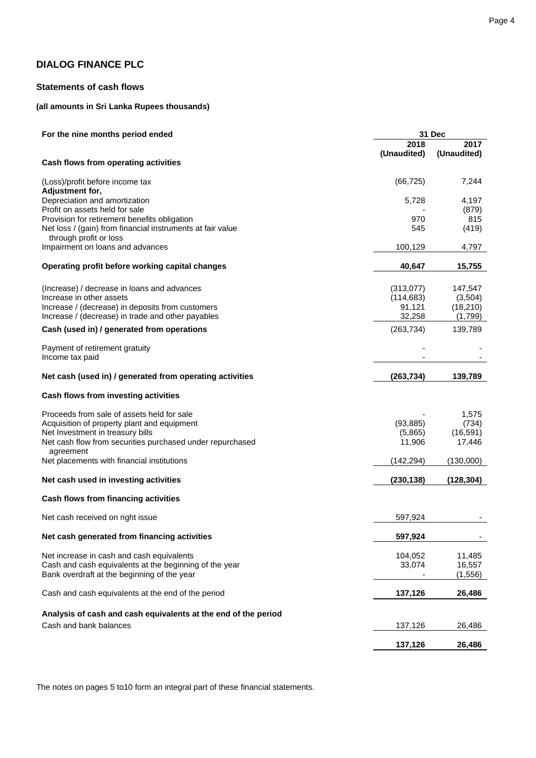## DIALOG FINANCE PLC

### Statements of cash flows

**(all amounts in Sri Lanka Rupees thousands)**

| For the nine months period ended | 31 Dec 2018 (Unaudited) | 31 Dec 2017 (Unaudited) |
|---|---|---|
| **Cash flows from operating activities** | | |
| (Loss)/profit before income tax | (66,725) | 7,244 |
| **Adjustment for,** | | |
| Depreciation and amortization | 5,728 | 4,197 |
| Profit on assets held for sale | - | (879) |
| Provision for retirement benefits obligation | 970 | 815 |
| Net loss / (gain) from financial instruments at fair value through profit or loss | 545 | (419) |
| Impairment on loans and advances | 100,129 | 4,797 |
| **Operating profit before working capital changes** | **40,647** | **15,755** |
| (Increase) / decrease in loans and advances | (313,077) | 147,547 |
| Increase in other assets | (114,683) | (3,504) |
| Increase / (decrease) in deposits from customers | 91,121 | (18,210) |
| Increase / (decrease) in trade and other payables | 32,258 | (1,799) |
| **Cash (used in) / generated from operations** | (263,734) | 139,789 |
| Payment of retirement gratuity | - | - |
| Income tax paid | - | - |
| **Net cash (used in) / generated from operating activities** | **(263,734)** | **139,789** |
| **Cash flows from investing activities** | | |
| Proceeds from sale of assets held for sale | - | 1,575 |
| Acquisition of property plant and equipment | (93,885) | (734) |
| Net Investment in treasury bills | (5,865) | (16,591) |
| Net cash flow from securities purchased under repurchased agreement | 11,906 | 17,446 |
| Net placements with financial institutions | (142,294) | (130,000) |
| **Net cash used in investing activities** | **(230,138)** | **(128,304)** |
| **Cash flows from financing activities** | | |
| Net cash received on right issue | 597,924 | - |
| **Net cash generated from financing activities** | **597,924** | - |
| Net increase in cash and cash equivalents | 104,052 | 11,485 |
| Cash and cash equivalents at the beginning of the year | 33,074 | 16,557 |
| Bank overdraft at the beginning of the year | - | (1,556) |
| Cash and cash equivalents at the end of the period | **137,126** | **26,486** |
| **Analysis of cash and cash equivalents at the end of the period** | | |
| Cash and bank balances | 137,126 | 26,486 |
| | **137,126** | **26,486** |

The notes on pages 5 to10 form an integral part of these financial statements.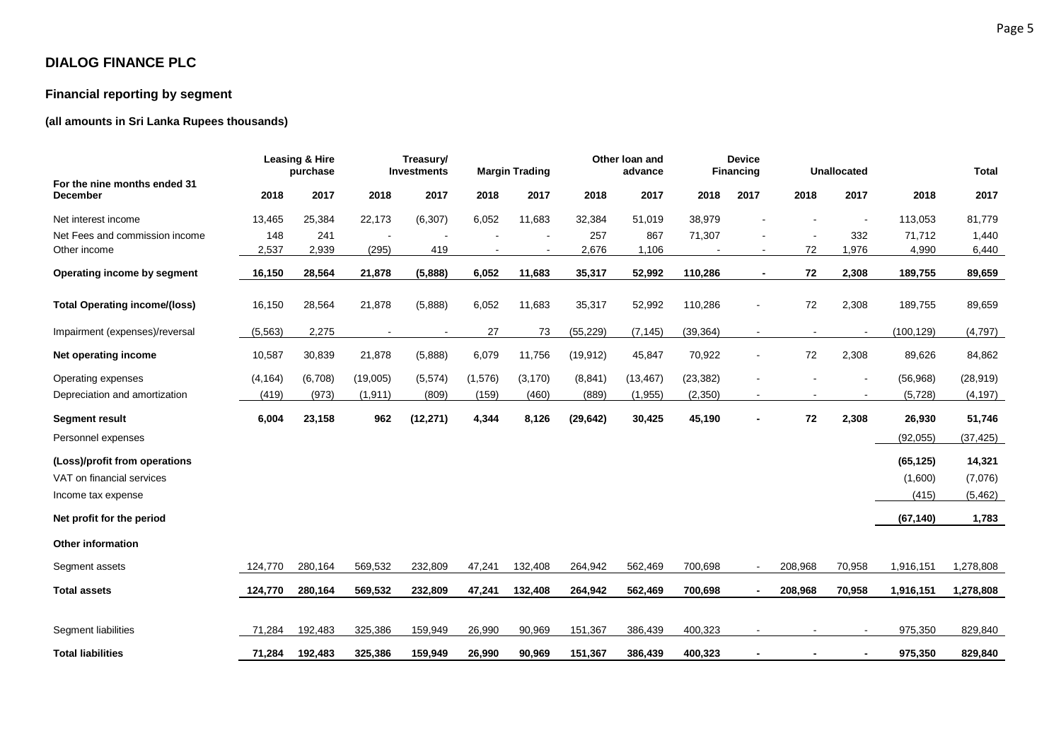## DIALOG FINANCE PLC

### Financial reporting by segment

**(all amounts in Sri Lanka Rupees thousands)**

| For the nine months ended 31 December | Leasing & Hire purchase | | Treasury/ Investments | | Margin Trading | | Other loan and advance | | Device Financing | | Unallocated | | Total | |
|---|---|---|---|---|---|---|---|---|---|---|---|---|---|---|
| | **2018** | **2017** | **2018** | **2017** | **2018** | **2017** | **2018** | **2017** | **2018** | **2017** | **2018** | **2017** | **2018** | **2017** |
| Net interest income | 13,465 | 25,384 | 22,173 | (6,307) | 6,052 | 11,683 | 32,384 | 51,019 | 38,979 | - | - | - | 113,053 | 81,779 |
| Net Fees and commission income | 148 | 241 | - | - | - | - | 257 | 867 | 71,307 | - | - | 332 | 71,712 | 1,440 |
| Other income | 2,537 | 2,939 | (295) | 419 | - | - | 2,676 | 1,106 | - | - | 72 | 1,976 | 4,990 | 6,440 |
| **Operating income by segment** | **16,150** | **28,564** | **21,878** | **(5,888)** | **6,052** | **11,683** | **35,317** | **52,992** | **110,286** | **-** | **72** | **2,308** | **189,755** | **89,659** |
| **Total Operating income/(loss)** | 16,150 | 28,564 | 21,878 | (5,888) | 6,052 | 11,683 | 35,317 | 52,992 | 110,286 | - | 72 | 2,308 | 189,755 | 89,659 |
| Impairment (expenses)/reversal | (5,563) | 2,275 | - | - | 27 | 73 | (55,229) | (7,145) | (39,364) | - | - | - | (100,129) | (4,797) |
| **Net operating income** | 10,587 | 30,839 | 21,878 | (5,888) | 6,079 | 11,756 | (19,912) | 45,847 | 70,922 | - | 72 | 2,308 | 89,626 | 84,862 |
| Operating expenses | (4,164) | (6,708) | (19,005) | (5,574) | (1,576) | (3,170) | (8,841) | (13,467) | (23,382) | - | - | - | (56,968) | (28,919) |
| Depreciation and amortization | (419) | (973) | (1,911) | (809) | (159) | (460) | (889) | (1,955) | (2,350) | - | - | - | (5,728) | (4,197) |
| **Segment result** | **6,004** | **23,158** | **962** | **(12,271)** | **4,344** | **8,126** | **(29,642)** | **30,425** | **45,190** | **-** | **72** | **2,308** | **26,930** | **51,746** |
| Personnel expenses | | | | | | | | | | | | | (92,055) | (37,425) |
| **(Loss)/profit from operations** | | | | | | | | | | | | | **(65,125)** | **14,321** |
| VAT on financial services | | | | | | | | | | | | | (1,600) | (7,076) |
| Income tax expense | | | | | | | | | | | | | (415) | (5,462) |
| **Net profit for the period** | | | | | | | | | | | | | **(67,140)** | **1,783** |
| **Other information** | | | | | | | | | | | | | | |
| Segment assets | 124,770 | 280,164 | 569,532 | 232,809 | 47,241 | 132,408 | 264,942 | 562,469 | 700,698 | - | 208,968 | 70,958 | 1,916,151 | 1,278,808 |
| **Total assets** | **124,770** | **280,164** | **569,532** | **232,809** | **47,241** | **132,408** | **264,942** | **562,469** | **700,698** | **-** | **208,968** | **70,958** | **1,916,151** | **1,278,808** |
| Segment liabilities | 71,284 | 192,483 | 325,386 | 159,949 | 26,990 | 90,969 | 151,367 | 386,439 | 400,323 | - | - | - | 975,350 | 829,840 |
| **Total liabilities** | **71,284** | **192,483** | **325,386** | **159,949** | **26,990** | **90,969** | **151,367** | **386,439** | **400,323** | **-** | **-** | **-** | **975,350** | **829,840** |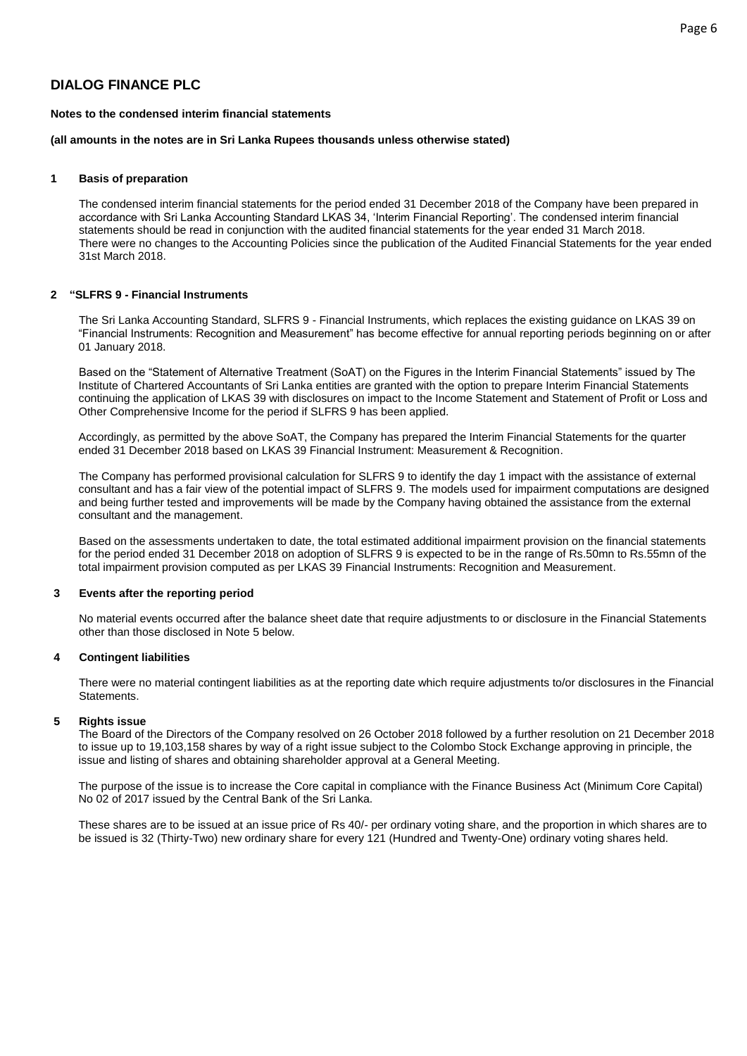# DIALOG FINANCE PLC

**Notes to the condensed interim financial statements**

**(all amounts in the notes are in Sri Lanka Rupees thousands unless otherwise stated)**

## 1 Basis of preparation

The condensed interim financial statements for the period ended 31 December 2018 of the Company have been prepared in accordance with Sri Lanka Accounting Standard LKAS 34, 'Interim Financial Reporting'. The condensed interim financial statements should be read in conjunction with the audited financial statements for the year ended 31 March 2018. There were no changes to the Accounting Policies since the publication of the Audited Financial Statements for the year ended 31st March 2018.

## 2 "SLFRS 9 - Financial Instruments

The Sri Lanka Accounting Standard, SLFRS 9 - Financial Instruments, which replaces the existing guidance on LKAS 39 on "Financial Instruments: Recognition and Measurement" has become effective for annual reporting periods beginning on or after 01 January 2018.

Based on the "Statement of Alternative Treatment (SoAT) on the Figures in the Interim Financial Statements" issued by The Institute of Chartered Accountants of Sri Lanka entities are granted with the option to prepare Interim Financial Statements continuing the application of LKAS 39 with disclosures on impact to the Income Statement and Statement of Profit or Loss and Other Comprehensive Income for the period if SLFRS 9 has been applied.

Accordingly, as permitted by the above SoAT, the Company has prepared the Interim Financial Statements for the quarter ended 31 December 2018 based on LKAS 39 Financial Instrument: Measurement & Recognition.

The Company has performed provisional calculation for SLFRS 9 to identify the day 1 impact with the assistance of external consultant and has a fair view of the potential impact of SLFRS 9. The models used for impairment computations are designed and being further tested and improvements will be made by the Company having obtained the assistance from the external consultant and the management.

Based on the assessments undertaken to date, the total estimated additional impairment provision on the financial statements for the period ended 31 December 2018 on adoption of SLFRS 9 is expected to be in the range of Rs.50mn to Rs.55mn of the total impairment provision computed as per LKAS 39 Financial Instruments: Recognition and Measurement.

## 3 Events after the reporting period

No material events occurred after the balance sheet date that require adjustments to or disclosure in the Financial Statements other than those disclosed in Note 5 below.

## 4 Contingent liabilities

There were no material contingent liabilities as at the reporting date which require adjustments to/or disclosures in the Financial Statements.

## 5 Rights issue

The Board of the Directors of the Company resolved on 26 October 2018 followed by a further resolution on 21 December 2018 to issue up to 19,103,158 shares by way of a right issue subject to the Colombo Stock Exchange approving in principle, the issue and listing of shares and obtaining shareholder approval at a General Meeting.

The purpose of the issue is to increase the Core capital in compliance with the Finance Business Act (Minimum Core Capital) No 02 of 2017 issued by the Central Bank of the Sri Lanka.

These shares are to be issued at an issue price of Rs 40/- per ordinary voting share, and the proportion in which shares are to be issued is 32 (Thirty-Two) new ordinary share for every 121 (Hundred and Twenty-One) ordinary voting shares held.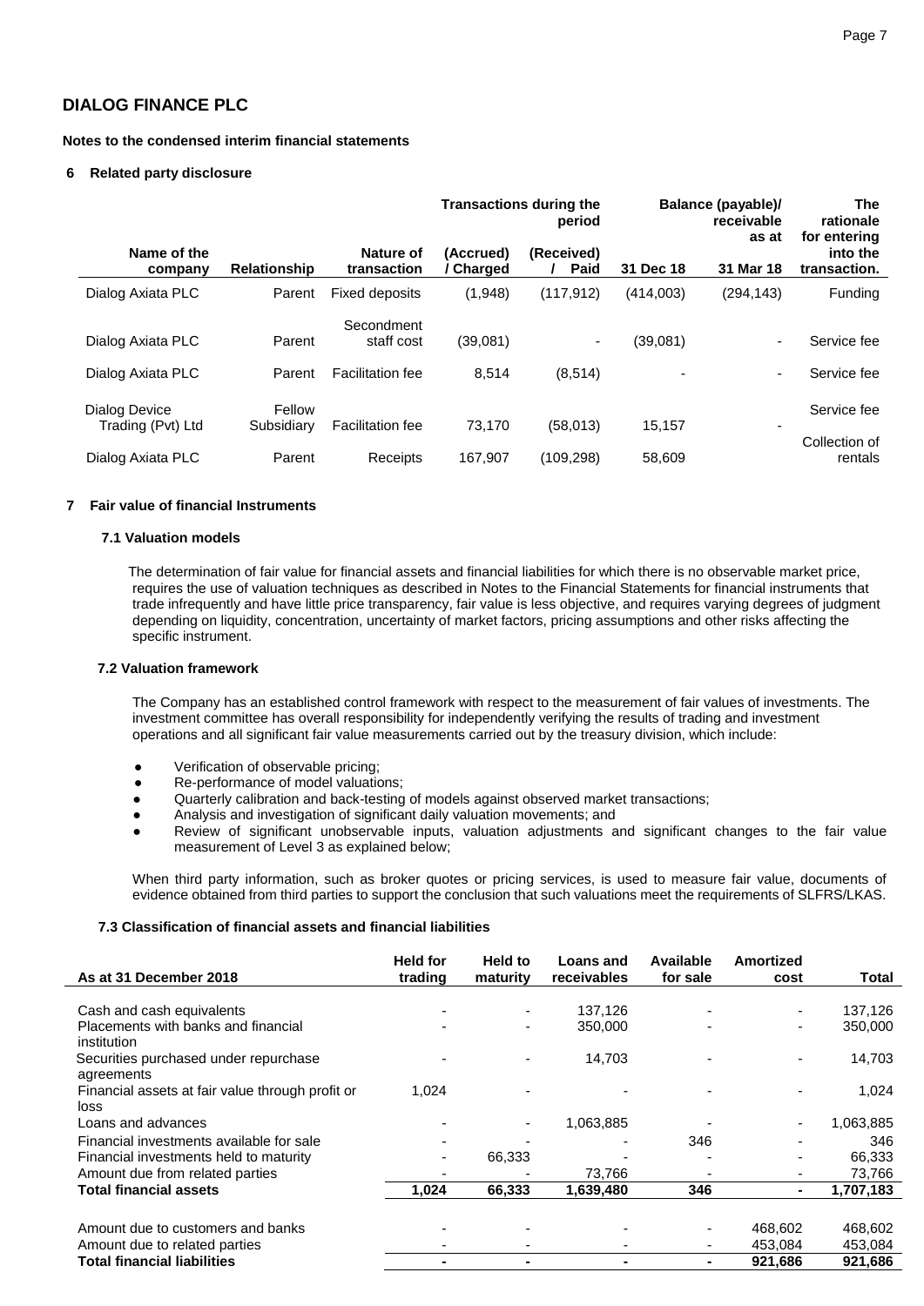# DIALOG FINANCE PLC

**Notes to the condensed interim financial statements**

## 6 Related party disclosure

| Name of the company | Relationship | Nature of transaction | Transactions during the period (Accrued) / Charged | Transactions during the period (Received) / Paid | Balance (payable)/ receivable as at 31 Dec 18 | Balance (payable)/ receivable as at 31 Mar 18 | The rationale for entering into the transaction. |
|---|---|---|---|---|---|---|---|
| Dialog Axiata PLC | Parent | Fixed deposits | (1,948) | (117,912) | (414,003) | (294,143) | Funding |
| Dialog Axiata PLC | Parent | Secondment staff cost | (39,081) | - | (39,081) | - | Service fee |
| Dialog Axiata PLC | Parent | Facilitation fee | 8,514 | (8,514) | - | - | Service fee |
| Dialog Device Trading (Pvt) Ltd | Fellow Subsidiary | Facilitation fee | 73,170 | (58,013) | 15,157 | - | Service fee |
| Dialog Axiata PLC | Parent | Receipts | 167,907 | (109,298) | 58,609 | | Collection of rentals |

## 7 Fair value of financial Instruments

### 7.1 Valuation models

The determination of fair value for financial assets and financial liabilities for which there is no observable market price, requires the use of valuation techniques as described in Notes to the Financial Statements for financial instruments that trade infrequently and have little price transparency, fair value is less objective, and requires varying degrees of judgment depending on liquidity, concentration, uncertainty of market factors, pricing assumptions and other risks affecting the specific instrument.

### 7.2 Valuation framework

The Company has an established control framework with respect to the measurement of fair values of investments. The investment committee has overall responsibility for independently verifying the results of trading and investment operations and all significant fair value measurements carried out by the treasury division, which include:

- Verification of observable pricing;
- Re-performance of model valuations;
- Quarterly calibration and back-testing of models against observed market transactions;
- Analysis and investigation of significant daily valuation movements; and
- Review of significant unobservable inputs, valuation adjustments and significant changes to the fair value measurement of Level 3 as explained below;

When third party information, such as broker quotes or pricing services, is used to measure fair value, documents of evidence obtained from third parties to support the conclusion that such valuations meet the requirements of SLFRS/LKAS.

### 7.3 Classification of financial assets and financial liabilities

| As at 31 December 2018 | Held for trading | Held to maturity | Loans and receivables | Available for sale | Amortized cost | Total |
|---|---|---|---|---|---|---|
| Cash and cash equivalents | - | - | 137,126 | - | - | 137,126 |
| Placements with banks and financial institution | - | - | 350,000 | - | - | 350,000 |
| Securities purchased under repurchase agreements | - | - | 14,703 | - | - | 14,703 |
| Financial assets at fair value through profit or loss | 1,024 | - | - | - | - | 1,024 |
| Loans and advances | - | - | 1,063,885 | - | - | 1,063,885 |
| Financial investments available for sale | - | - | - | 346 | - | 346 |
| Financial investments held to maturity | - | 66,333 | - | - | - | 66,333 |
| Amount due from related parties | - | - | 73,766 | - | - | 73,766 |
| **Total financial assets** | **1,024** | **66,333** | **1,639,480** | **346** | **-** | **1,707,183** |
| | | | | | | |
| Amount due to customers and banks | - | - | - | - | 468,602 | 468,602 |
| Amount due to related parties | - | - | - | - | 453,084 | 453,084 |
| **Total financial liabilities** | **-** | **-** | **-** | **-** | **921,686** | **921,686** |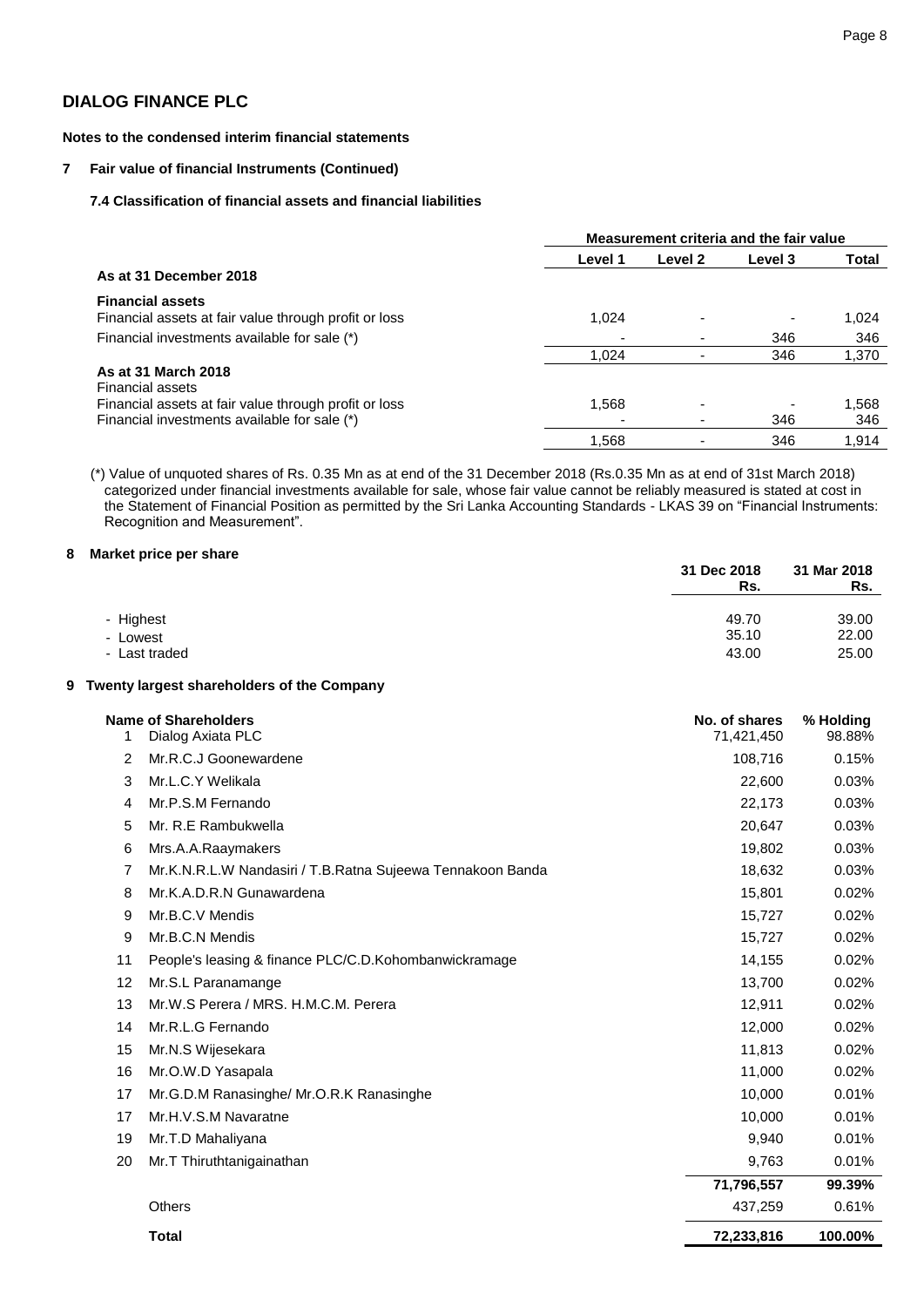## DIALOG FINANCE PLC

**Notes to the condensed interim financial statements**

### 7 Fair value of financial Instruments (Continued)

#### 7.4 Classification of financial assets and financial liabilities

| | Measurement criteria and the fair value | | | |
|---|---|---|---|---|
| | **Level 1** | **Level 2** | **Level 3** | **Total** |
| **As at 31 December 2018** | | | | |
| **Financial assets** | | | | |
| Financial assets at fair value through profit or loss | 1,024 | - | - | 1,024 |
| Financial investments available for sale (*) | - | - | 346 | 346 |
| | 1,024 | - | 346 | 1,370 |
| **As at 31 March 2018** | | | | |
| Financial assets | | | | |
| Financial assets at fair value through profit or loss | 1,568 | - | - | 1,568 |
| Financial investments available for sale (*) | - | - | 346 | 346 |
| | 1,568 | - | 346 | 1,914 |

(*) Value of unquoted shares of Rs. 0.35 Mn as at end of the 31 December 2018 (Rs.0.35 Mn as at end of 31st March 2018) categorized under financial investments available for sale, whose fair value cannot be reliably measured is stated at cost in the Statement of Financial Position as permitted by the Sri Lanka Accounting Standards - LKAS 39 on "Financial Instruments: Recognition and Measurement".

### 8 Market price per share

| | 31 Dec 2018 Rs. | 31 Mar 2018 Rs. |
|---|---|---|
| - Highest | 49.70 | 39.00 |
| - Lowest | 35.10 | 22.00 |
| - Last traded | 43.00 | 25.00 |

### 9 Twenty largest shareholders of the Company

| | Name of Shareholders | No. of shares | % Holding |
|---|---|---|---|
| 1 | Dialog Axiata PLC | 71,421,450 | 98.88% |
| 2 | Mr.R.C.J Goonewardene | 108,716 | 0.15% |
| 3 | Mr.L.C.Y Welikala | 22,600 | 0.03% |
| 4 | Mr.P.S.M Fernando | 22,173 | 0.03% |
| 5 | Mr. R.E Rambukwella | 20,647 | 0.03% |
| 6 | Mrs.A.A.Raaymakers | 19,802 | 0.03% |
| 7 | Mr.K.N.R.L.W Nandasiri / T.B.Ratna Sujeewa Tennakoon Banda | 18,632 | 0.03% |
| 8 | Mr.K.A.D.R.N Gunawardena | 15,801 | 0.02% |
| 9 | Mr.B.C.V Mendis | 15,727 | 0.02% |
| 9 | Mr.B.C.N Mendis | 15,727 | 0.02% |
| 11 | People's leasing & finance PLC/C.D.Kohombanwickramage | 14,155 | 0.02% |
| 12 | Mr.S.L Paranamange | 13,700 | 0.02% |
| 13 | Mr.W.S Perera / MRS. H.M.C.M. Perera | 12,911 | 0.02% |
| 14 | Mr.R.L.G Fernando | 12,000 | 0.02% |
| 15 | Mr.N.S Wijesekara | 11,813 | 0.02% |
| 16 | Mr.O.W.D Yasapala | 11,000 | 0.02% |
| 17 | Mr.G.D.M Ranasinghe/ Mr.O.R.K Ranasinghe | 10,000 | 0.01% |
| 17 | Mr.H.V.S.M Navaratne | 10,000 | 0.01% |
| 19 | Mr.T.D Mahaliyana | 9,940 | 0.01% |
| 20 | Mr.T Thiruthtanigainathan | 9,763 | 0.01% |
| | | **71,796,557** | **99.39%** |
| | Others | 437,259 | 0.61% |
| | **Total** | **72,233,816** | **100.00%** |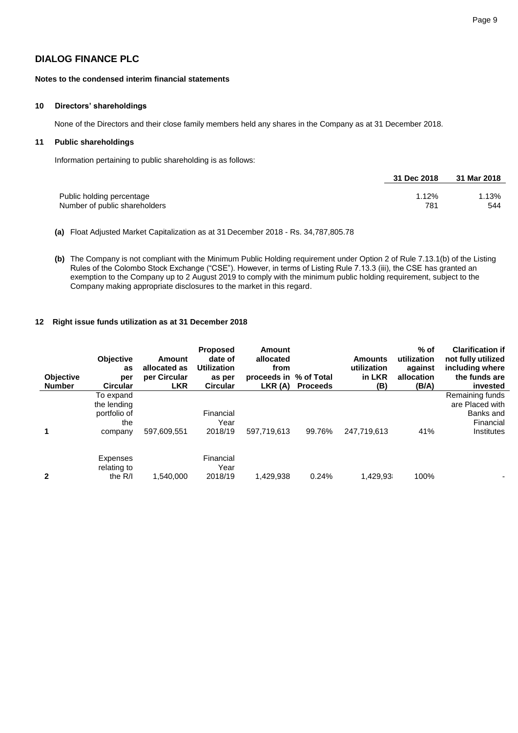## DIALOG FINANCE PLC

**Notes to the condensed interim financial statements**

### 10 Directors' shareholdings

None of the Directors and their close family members held any shares in the Company as at 31 December 2018.

### 11 Public shareholdings

Information pertaining to public shareholding is as follows:

| | 31 Dec 2018 | 31 Mar 2018 |
|---|---|---|
| Public holding percentage | 1.12% | 1.13% |
| Number of public shareholders | 781 | 544 |

**(a)** Float Adjusted Market Capitalization as at 31 December 2018 - Rs. 34,787,805.78

**(b)** The Company is not compliant with the Minimum Public Holding requirement under Option 2 of Rule 7.13.1(b) of the Listing Rules of the Colombo Stock Exchange ("CSE"). However, in terms of Listing Rule 7.13.3 (iii), the CSE has granted an exemption to the Company up to 2 August 2019 to comply with the minimum public holding requirement, subject to the Company making appropriate disclosures to the market in this regard.

### 12 Right issue funds utilization as at 31 December 2018

| Objective Number | Objective as per Circular | Amount allocated as per Circular LKR | Proposed date of Utilization as per Circular | Amount allocated from proceeds in LKR (A) | % of Total Proceeds | Amounts utilization in LKR (B) | % of utilization against allocation (B/A) | Clarification if not fully utilized including where the funds are invested |
|---|---|---|---|---|---|---|---|---|
| 1 | To expand the lending portfolio of the company | 597,609,551 | Financial Year 2018/19 | 597,719,613 | 99.76% | 247,719,613 | 41% | Remaining funds are Placed with Banks and Financial Institutes |
| 2 | Expenses relating to the R/I | 1,540,000 | Financial Year 2018/19 | 1,429,938 | 0.24% | 1,429,938 | 100% | - |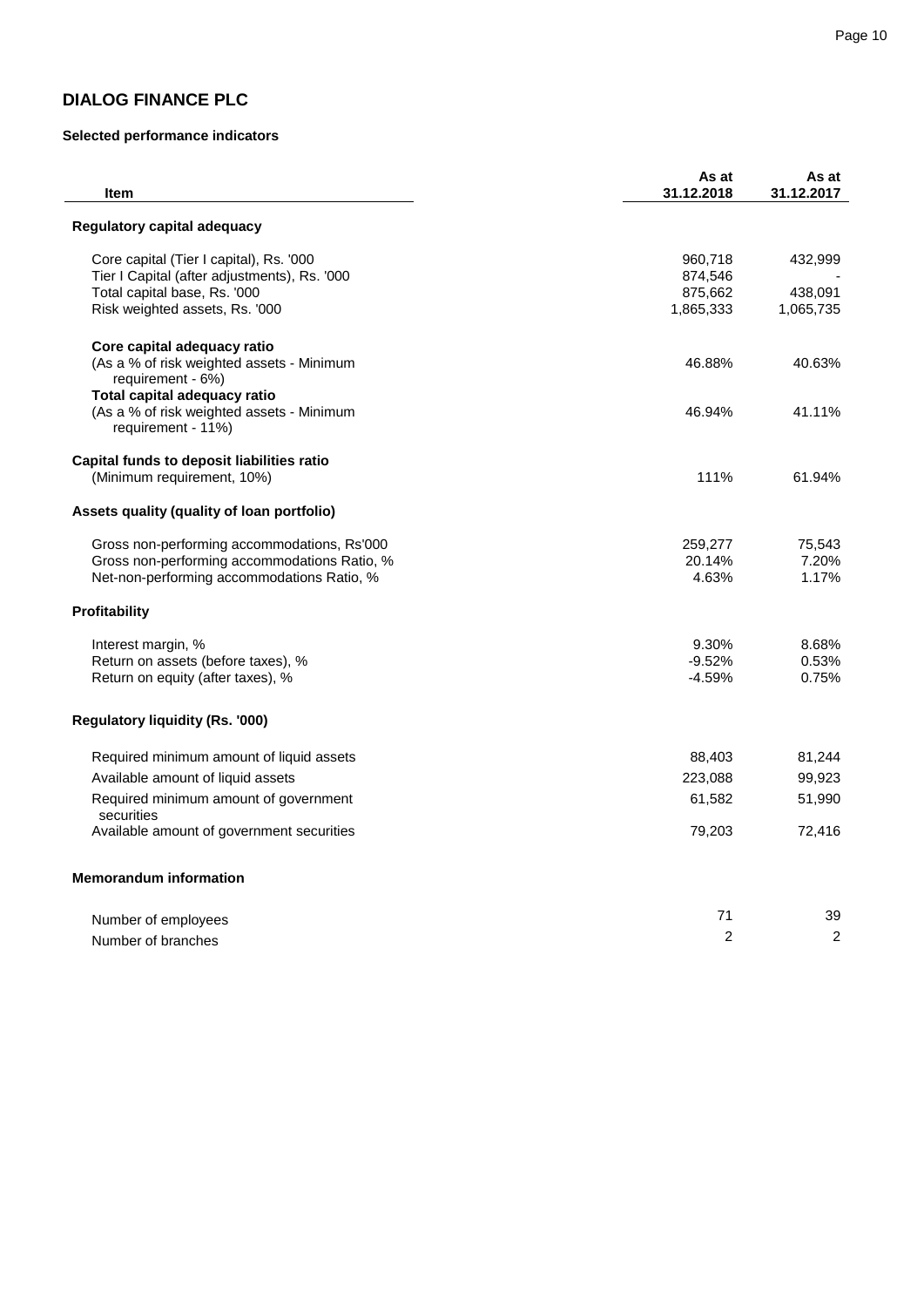# DIALOG FINANCE PLC

**Selected performance indicators**

| Item | As at 31.12.2018 | As at 31.12.2017 |
|---|---|---|
| **Regulatory capital adequacy** | | |
| Core capital (Tier I capital), Rs. '000 | 960,718 | 432,999 |
| Tier I Capital (after adjustments), Rs. '000 | 874,546 | - |
| Total capital base, Rs. '000 | 875,662 | 438,091 |
| Risk weighted assets, Rs. '000 | 1,865,333 | 1,065,735 |
| **Core capital adequacy ratio** (As a % of risk weighted assets - Minimum requirement - 6%) | 46.88% | 40.63% |
| **Total capital adequacy ratio** (As a % of risk weighted assets - Minimum requirement - 11%) | 46.94% | 41.11% |
| **Capital funds to deposit liabilities ratio** (Minimum requirement, 10%) | 111% | 61.94% |
| **Assets quality (quality of loan portfolio)** | | |
| Gross non-performing accommodations, Rs'000 | 259,277 | 75,543 |
| Gross non-performing accommodations Ratio, % | 20.14% | 7.20% |
| Net-non-performing accommodations Ratio, % | 4.63% | 1.17% |
| **Profitability** | | |
| Interest margin, % | 9.30% | 8.68% |
| Return on assets (before taxes), % | -9.52% | 0.53% |
| Return on equity (after taxes), % | -4.59% | 0.75% |
| **Regulatory liquidity (Rs. '000)** | | |
| Required minimum amount of liquid assets | 88,403 | 81,244 |
| Available amount of liquid assets | 223,088 | 99,923 |
| Required minimum amount of government securities | 61,582 | 51,990 |
| Available amount of government securities | 79,203 | 72,416 |
| **Memorandum information** | | |
| Number of employees | 71 | 39 |
| Number of branches | 2 | 2 |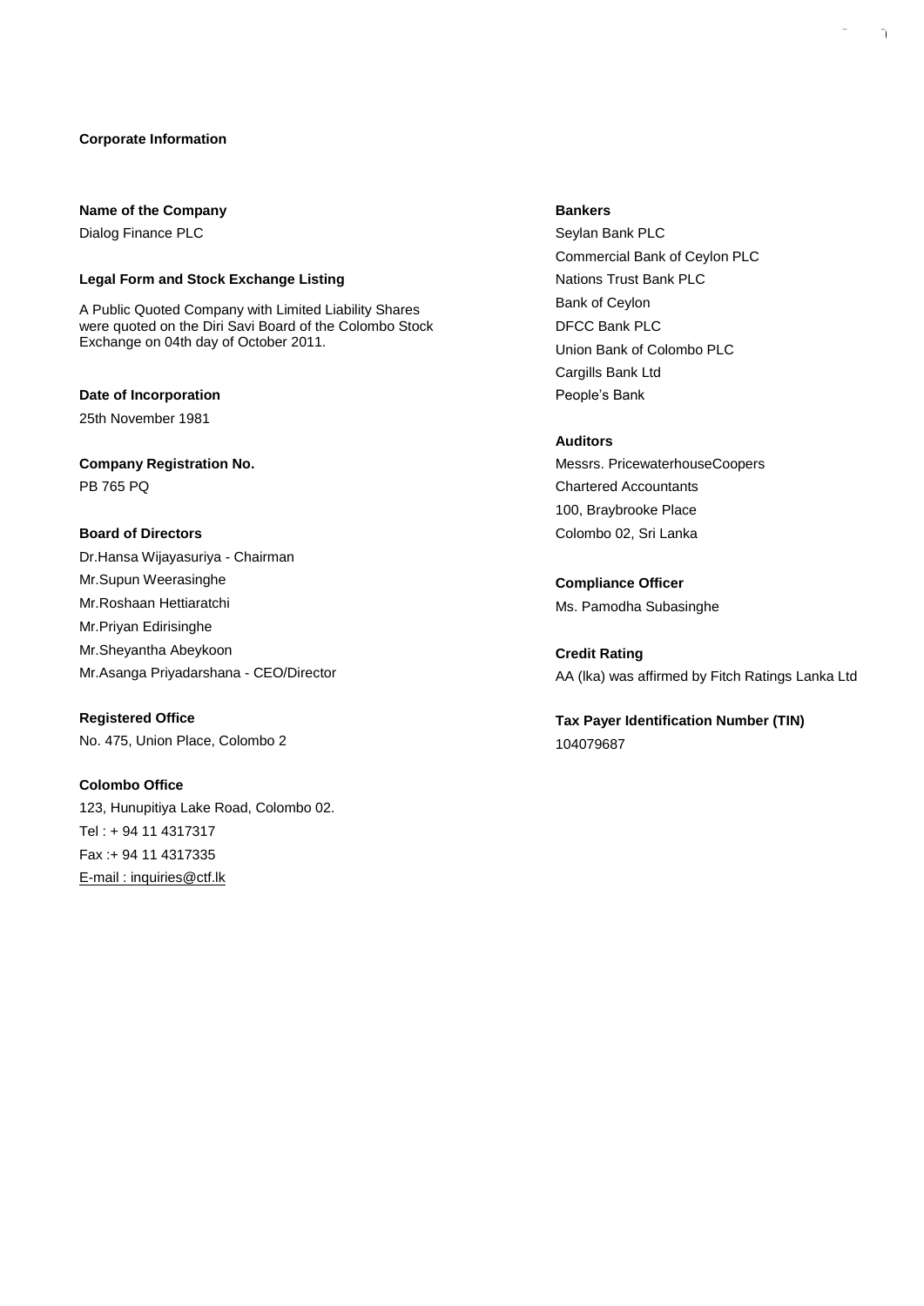# Corporate Information

**Name of the Company**

Dialog Finance PLC

**Legal Form and Stock Exchange Listing**

A Public Quoted Company with Limited Liability Shares were quoted on the Diri Savi Board of the Colombo Stock Exchange on 04th day of October 2011.

**Date of Incorporation**

25th November 1981

**Company Registration No.**

PB 765 PQ

**Board of Directors**

Dr.Hansa Wijayasuriya - Chairman
Mr.Supun Weerasinghe
Mr.Roshaan Hettiaratchi
Mr.Priyan Edirisinghe
Mr.Sheyantha Abeykoon
Mr.Asanga Priyadarshana - CEO/Director

**Registered Office**

No. 475, Union Place, Colombo 2

**Colombo Office**

123, Hunupitiya Lake Road, Colombo 02.
Tel : + 94 11 4317317
Fax :+ 94 11 4317335
E-mail : inquiries@ctf.lk

**Bankers**

Seylan Bank PLC
Commercial Bank of Ceylon PLC
Nations Trust Bank PLC
Bank of Ceylon
DFCC Bank PLC
Union Bank of Colombo PLC
Cargills Bank Ltd
People's Bank

**Auditors**

Messrs. PricewaterhouseCoopers
Chartered Accountants
100, Braybrooke Place
Colombo 02, Sri Lanka

**Compliance Officer**

Ms. Pamodha Subasinghe

**Credit Rating**

AA (lka) was affirmed by Fitch Ratings Lanka Ltd

**Tax Payer Identification Number (TIN)**

104079687